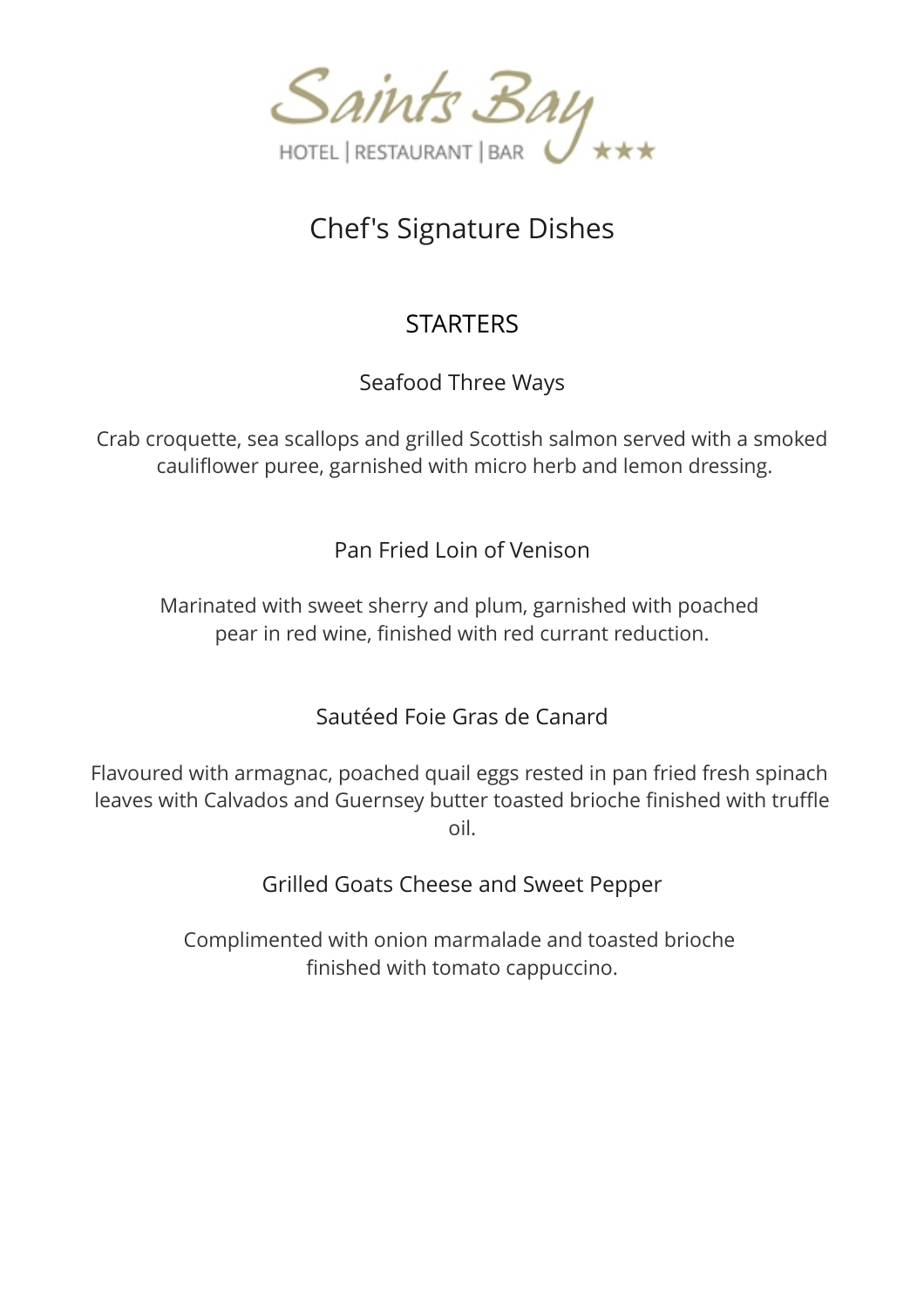Saints Bay

HOTEL | RESTAURANT | BAR ★★★

# Chef's Signature Dishes

## STARTERS

### Seafood Three Ways

Crab croquette, sea scallops and grilled Scottish salmon served with a smoked cauliflower puree, garnished with micro herb and lemon dressing.

### Pan Fried Loin of Venison

Marinated with sweet sherry and plum, garnished with poached pear in red wine, finished with red currant reduction.

### Sautéed Foie Gras de Canard

Flavoured with armagnac, poached quail eggs rested in pan fried fresh spinach leaves with Calvados and Guernsey butter toasted brioche finished with truffle oil.

### Grilled Goats Cheese and Sweet Pepper

Complimented with onion marmalade and toasted brioche finished with tomato cappuccino.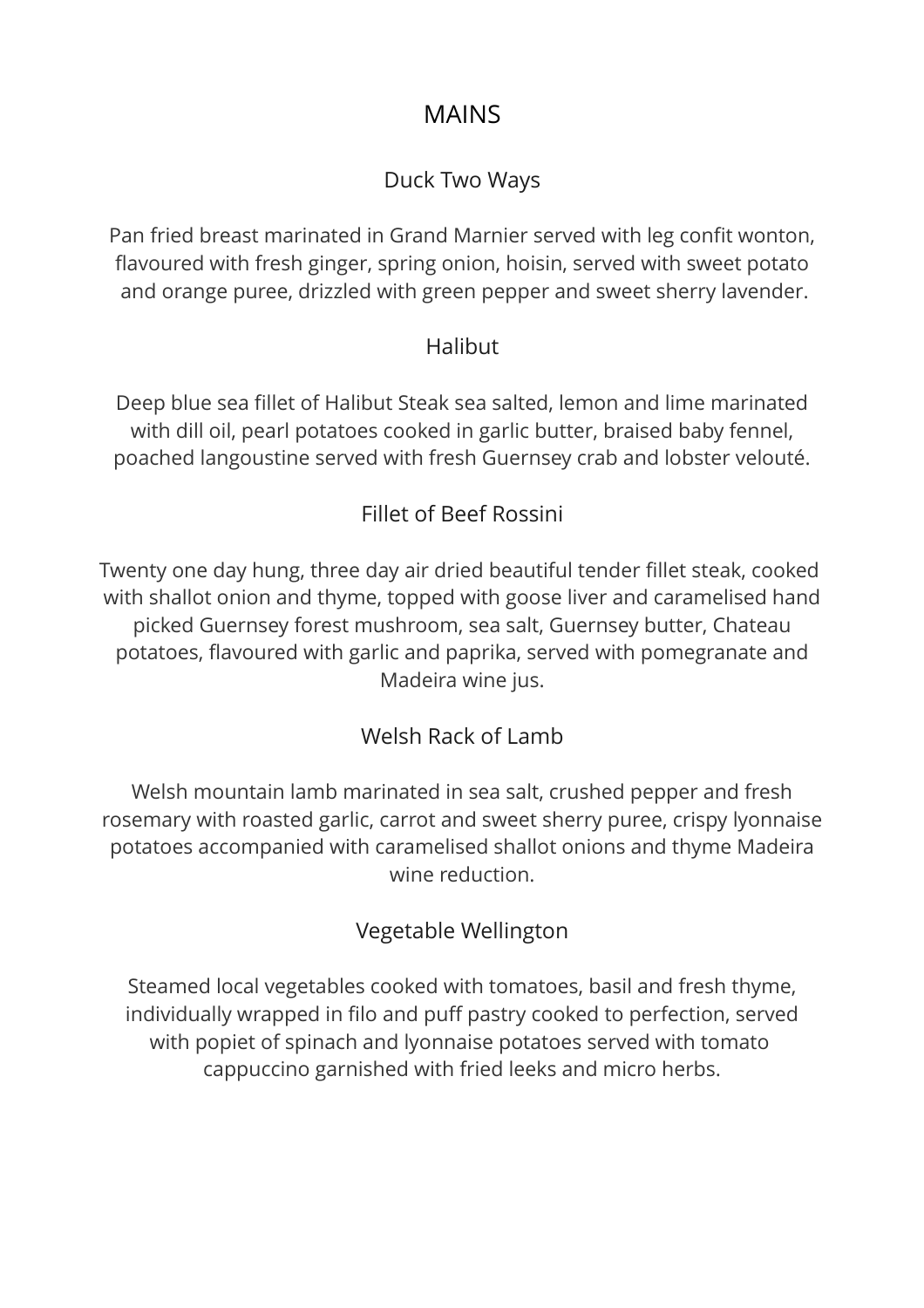# MAINS

## Duck Two Ways

Pan fried breast marinated in Grand Marnier served with leg confit wonton, flavoured with fresh ginger, spring onion, hoisin, served with sweet potato and orange puree, drizzled with green pepper and sweet sherry lavender.

## Halibut

Deep blue sea fillet of Halibut Steak sea salted, lemon and lime marinated with dill oil, pearl potatoes cooked in garlic butter, braised baby fennel, poached langoustine served with fresh Guernsey crab and lobster velouté.

## Fillet of Beef Rossini

Twenty one day hung, three day air dried beautiful tender fillet steak, cooked with shallot onion and thyme, topped with goose liver and caramelised hand picked Guernsey forest mushroom, sea salt, Guernsey butter, Chateau potatoes, flavoured with garlic and paprika, served with pomegranate and Madeira wine jus.

## Welsh Rack of Lamb

Welsh mountain lamb marinated in sea salt, crushed pepper and fresh rosemary with roasted garlic, carrot and sweet sherry puree, crispy lyonnaise potatoes accompanied with caramelised shallot onions and thyme Madeira wine reduction.

## Vegetable Wellington

Steamed local vegetables cooked with tomatoes, basil and fresh thyme, individually wrapped in filo and puff pastry cooked to perfection, served with popiet of spinach and lyonnaise potatoes served with tomato cappuccino garnished with fried leeks and micro herbs.